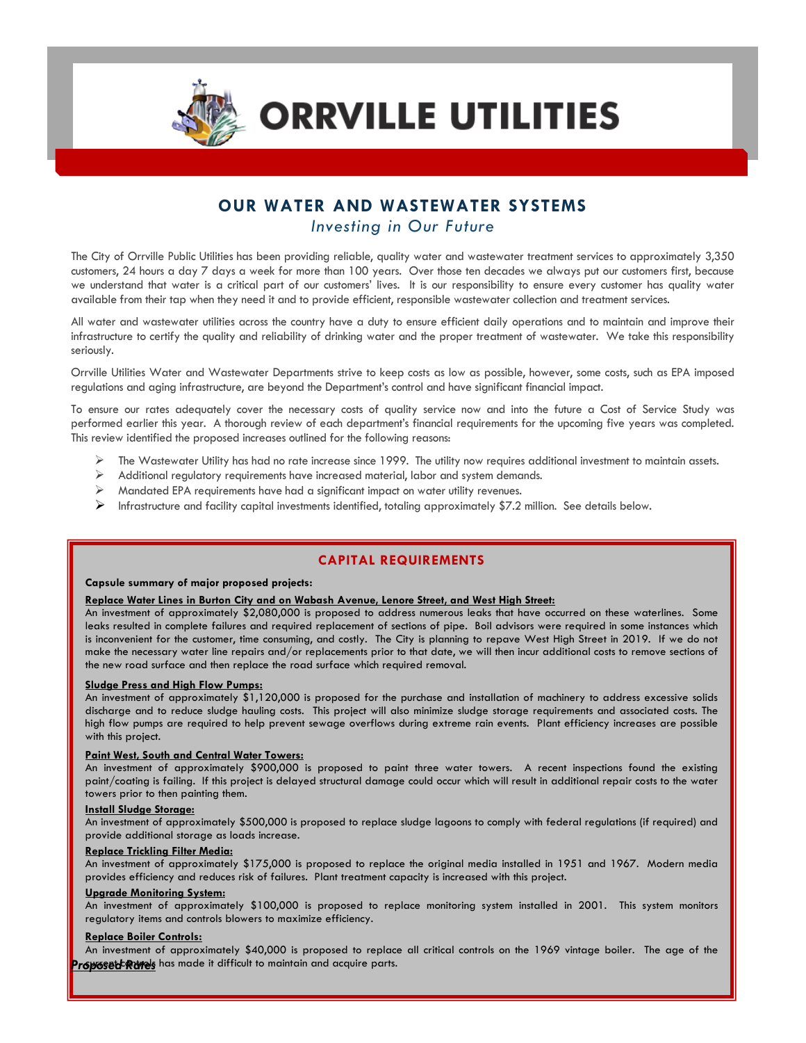# ORRVILLE UTILITIES

## OUR WATER AND WASTEWATER SYSTEMS

*Investing in Our Future*

The City of Orrville Public Utilities has been providing reliable, quality water and wastewater treatment services to approximately 3,350 customers, 24 hours a day 7 days a week for more than 100 years. Over those ten decades we always put our customers first, because we understand that water is a critical part of our customers' lives. It is our responsibility to ensure every customer has quality water available from their tap when they need it and to provide efficient, responsible wastewater collection and treatment services.

All water and wastewater utilities across the country have a duty to ensure efficient daily operations and to maintain and improve their infrastructure to certify the quality and reliability of drinking water and the proper treatment of wastewater. We take this responsibility seriously.

Orrville Utilities Water and Wastewater Departments strive to keep costs as low as possible, however, some costs, such as EPA imposed regulations and aging infrastructure, are beyond the Department's control and have significant financial impact.

To ensure our rates adequately cover the necessary costs of quality service now and into the future a Cost of Service Study was performed earlier this year. A thorough review of each department's financial requirements for the upcoming five years was completed. This review identified the proposed increases outlined for the following reasons:

- The Wastewater Utility has had no rate increase since 1999. The utility now requires additional investment to maintain assets.
- Additional regulatory requirements have increased material, labor and system demands.
- Mandated EPA requirements have had a significant impact on water utility revenues.
- Infrastructure and facility capital investments identified, totaling approximately $7.2 million. See details below.

## CAPITAL REQUIREMENTS

**Capsule summary of major proposed projects:**

**Replace Water Lines in Burton City and on Wabash Avenue, Lenore Street, and West High Street:**
An investment of approximately $2,080,000 is proposed to address numerous leaks that have occurred on these waterlines. Some leaks resulted in complete failures and required replacement of sections of pipe. Boil advisors were required in some instances which is inconvenient for the customer, time consuming, and costly. The City is planning to repave West High Street in 2019. If we do not make the necessary water line repairs and/or replacements prior to that date, we will then incur additional costs to remove sections of the new road surface and then replace the road surface which required removal.

**Sludge Press and High Flow Pumps:**
An investment of approximately $1,120,000 is proposed for the purchase and installation of machinery to address excessive solids discharge and to reduce sludge hauling costs. This project will also minimize sludge storage requirements and associated costs. The high flow pumps are required to help prevent sewage overflows during extreme rain events. Plant efficiency increases are possible with this project.

**Paint West, South and Central Water Towers:**
An investment of approximately $900,000 is proposed to paint three water towers. A recent inspections found the existing paint/coating is failing. If this project is delayed structural damage could occur which will result in additional repair costs to the water towers prior to then painting them.

**Install Sludge Storage:**
An investment of approximately $500,000 is proposed to replace sludge lagoons to comply with federal regulations (if required) and provide additional storage as loads increase.

**Replace Trickling Filter Media:**
An investment of approximately $175,000 is proposed to replace the original media installed in 1951 and 1967. Modern media provides efficiency and reduces risk of failures. Plant treatment capacity is increased with this project.

**Upgrade Monitoring System:**
An investment of approximately $100,000 is proposed to replace monitoring system installed in 2001. This system monitors regulatory items and controls blowers to maximize efficiency.

**Replace Boiler Controls:**
An investment of approximately $40,000 is proposed to replace all critical controls on the 1969 vintage boiler. The age of the current controls has made it difficult to maintain and acquire parts.

***Proposed Rates***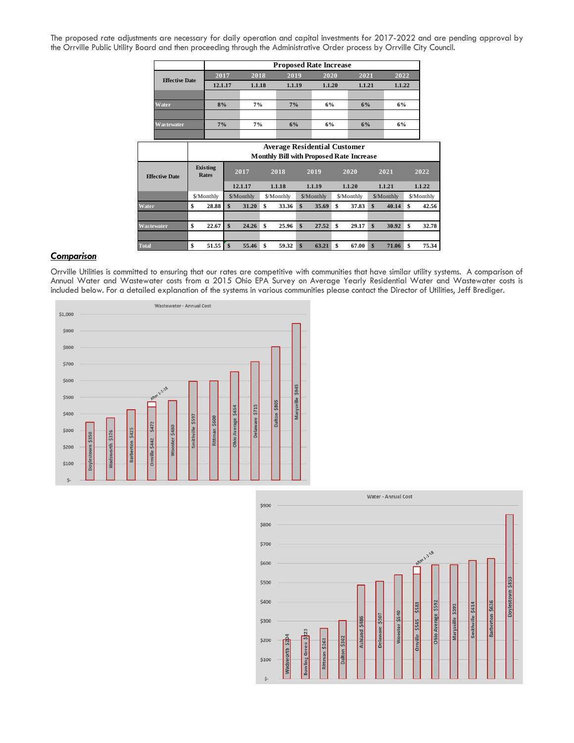The proposed rate adjustments are necessary for daily operation and capital investments for 2017-2022 and are pending approval by the Orrville Public Utility Board and then proceeding through the Administrative Order process by Orrville City Council.

| | Proposed Rate Increase | | | | | |
|---|---|---|---|---|---|---|
| Effective Date | 2017 | 2018 | 2019 | 2020 | 2021 | 2022 |
| | 12.1.17 | 1.1.18 | 1.1.19 | 1.1.20 | 1.1.21 | 1.1.22 |
| Water | 8% | 7% | 7% | 6% | 6% | 6% |
| Wastewater | 7% | 7% | 6% | 6% | 6% | 6% |

| | Average Residential Customer Monthly Bill with Proposed Rate Increase | | | | | | |
|---|---|---|---|---|---|---|---|
| Effective Date | Existing Rates | 2017 | 2018 | 2019 | 2020 | 2021 | 2022 |
| | | 12.1.17 | 1.1.18 | 1.1.19 | 1.1.20 | 1.1.21 | 1.1.22 |
| | $/Monthly | $/Monthly | $/Monthly | $/Monthly | $/Monthly | $/Monthly | $/Monthly |
| Water | $ 28.88 | $ 31.20 | $ 33.36 | $ 35.69 | $ 37.83 | $ 40.14 | $ 42.56 |
| Wastewater | $ 22.67 | $ 24.26 | $ 25.96 | $ 27.52 | $ 29.17 | $ 30.92 | $ 32.78 |
| Total | $ 51.55 | $ 55.46 | $ 59.32 | $ 63.21 | $ 67.00 | $ 71.06 | $ 75.34 |

## *Comparison*

Orrville Utilities is committed to ensuring that our rates are competitive with communities that have similar utility systems. A comparison of Annual Water and Wastewater costs from a 2015 Ohio EPA Survey on Average Yearly Residential Water and Wastewater costs is included below. For a detailed explanation of the systems in various communities please contact the Director of Utilities, Jeff Brediger.

Wastewater - Annual Cost

$1,000
$900
$800
$700
$600
$500
$400
$300
$200
$100
$-

Doylestown $350
Wadsworth $376
Barberton $425
Orrville $442 $472
After 1-1-18
Wooster $480
Smithville $597
Rittman $600
Ohio Average $654
Delaware $715
Dalton $805
Marysville $945

Water - Annual Cost

$900
$800
$700
$600
$500
$400
$300
$200
$100
$-

Wadsworth $204
Bowling Green $223
Rittman $263
Dalton $302
Ashland $486
Delaware $507
Wooster $540
Orrville $545 $583
After 1-1-18
Ohio Average $592
Marysville $593
Smithville $614
Barberton $626
Doylestown $853